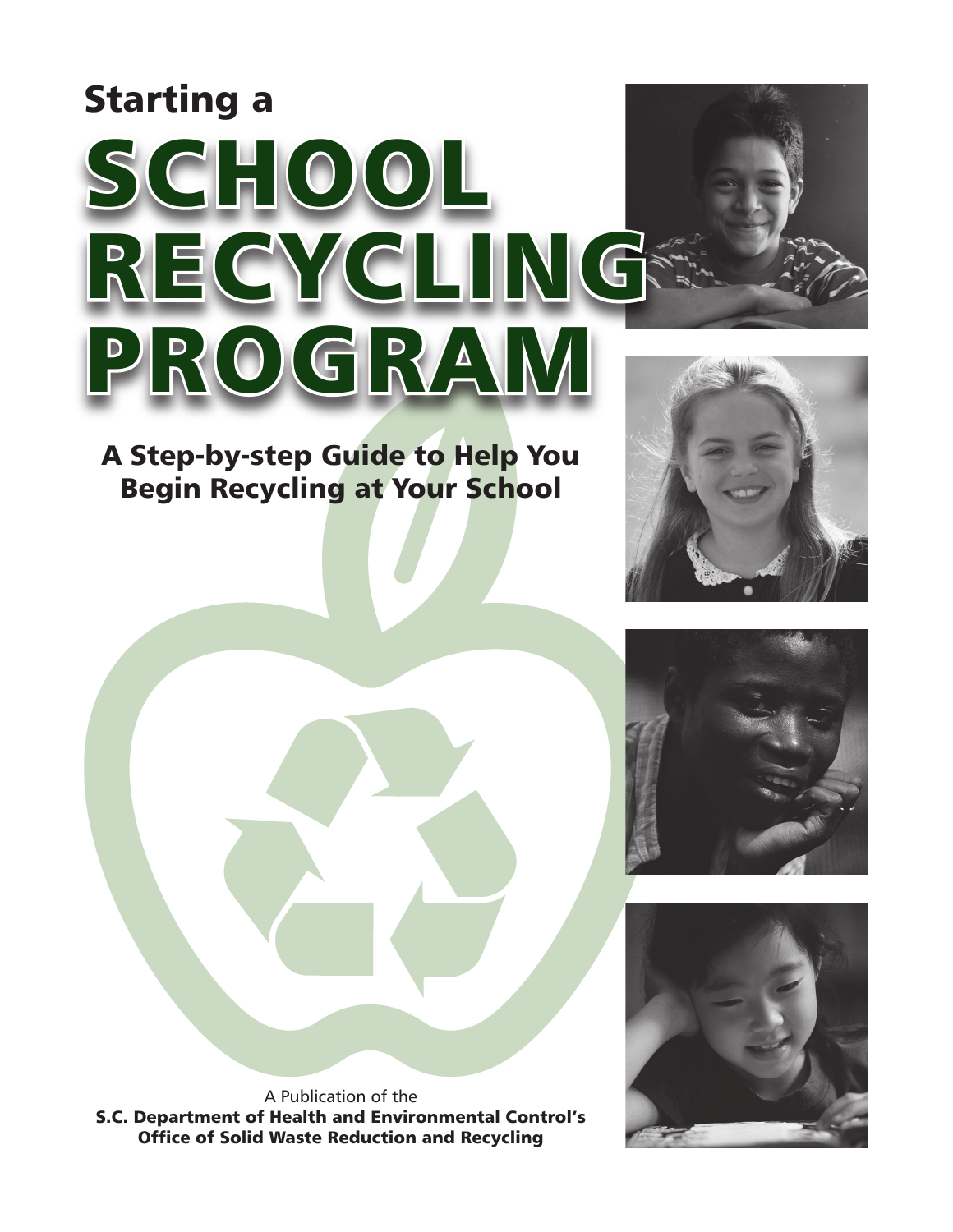# Starting a SCHOOL RECYCLING PROGRAM

## A Step-by-step Guide to Help You Begin Recycling at Your School

A Publication of the
**S.C. Department of Health and Environmental Control's Office of Solid Waste Reduction and Recycling**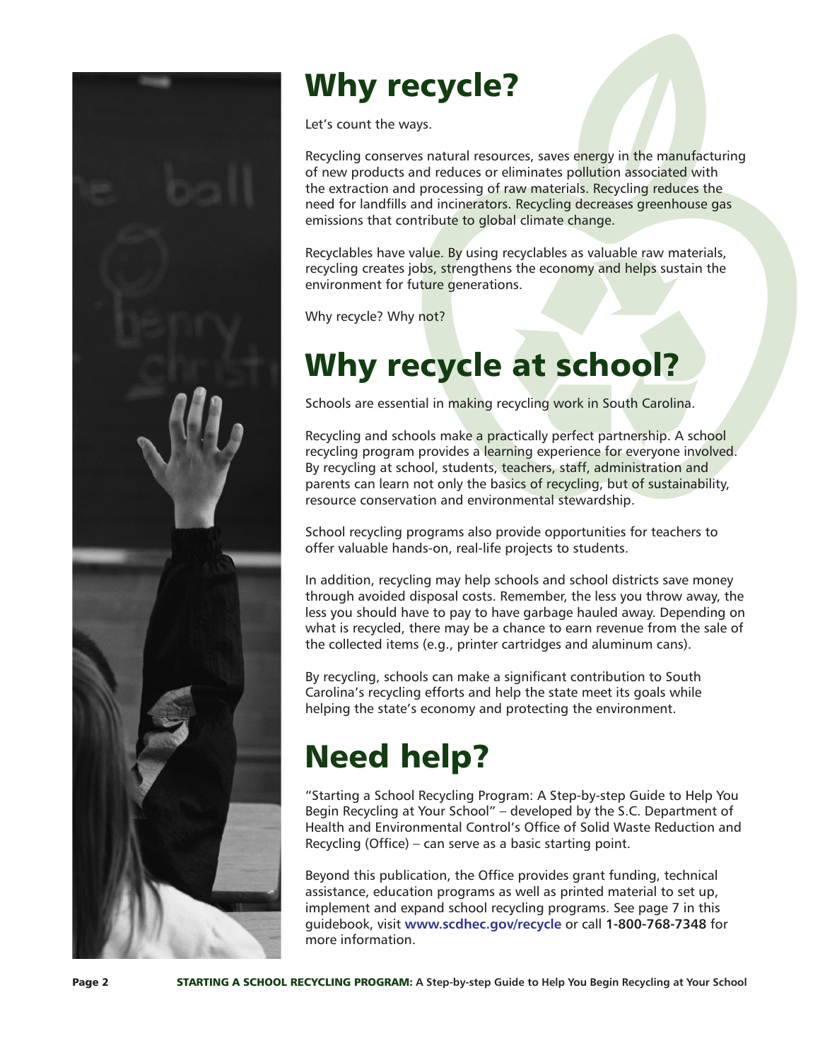# Why recycle?

Let's count the ways.

Recycling conserves natural resources, saves energy in the manufacturing of new products and reduces or eliminates pollution associated with the extraction and processing of raw materials. Recycling reduces the need for landfills and incinerators. Recycling decreases greenhouse gas emissions that contribute to global climate change.

Recyclables have value. By using recyclables as valuable raw materials, recycling creates jobs, strengthens the economy and helps sustain the environment for future generations.

Why recycle? Why not?

# Why recycle at school?

Schools are essential in making recycling work in South Carolina.

Recycling and schools make a practically perfect partnership. A school recycling program provides a learning experience for everyone involved. By recycling at school, students, teachers, staff, administration and parents can learn not only the basics of recycling, but of sustainability, resource conservation and environmental stewardship.

School recycling programs also provide opportunities for teachers to offer valuable hands-on, real-life projects to students.

In addition, recycling may help schools and school districts save money through avoided disposal costs. Remember, the less you throw away, the less you should have to pay to have garbage hauled away. Depending on what is recycled, there may be a chance to earn revenue from the sale of the collected items (e.g., printer cartridges and aluminum cans).

By recycling, schools can make a significant contribution to South Carolina's recycling efforts and help the state meet its goals while helping the state's economy and protecting the environment.

# Need help?

"Starting a School Recycling Program: A Step-by-step Guide to Help You Begin Recycling at Your School" – developed by the S.C. Department of Health and Environmental Control's Office of Solid Waste Reduction and Recycling (Office) – can serve as a basic starting point.

Beyond this publication, the Office provides grant funding, technical assistance, education programs as well as printed material to set up, implement and expand school recycling programs. See page 7 in this guidebook, visit **www.scdhec.gov/recycle** or call **1-800-768-7348** for more information.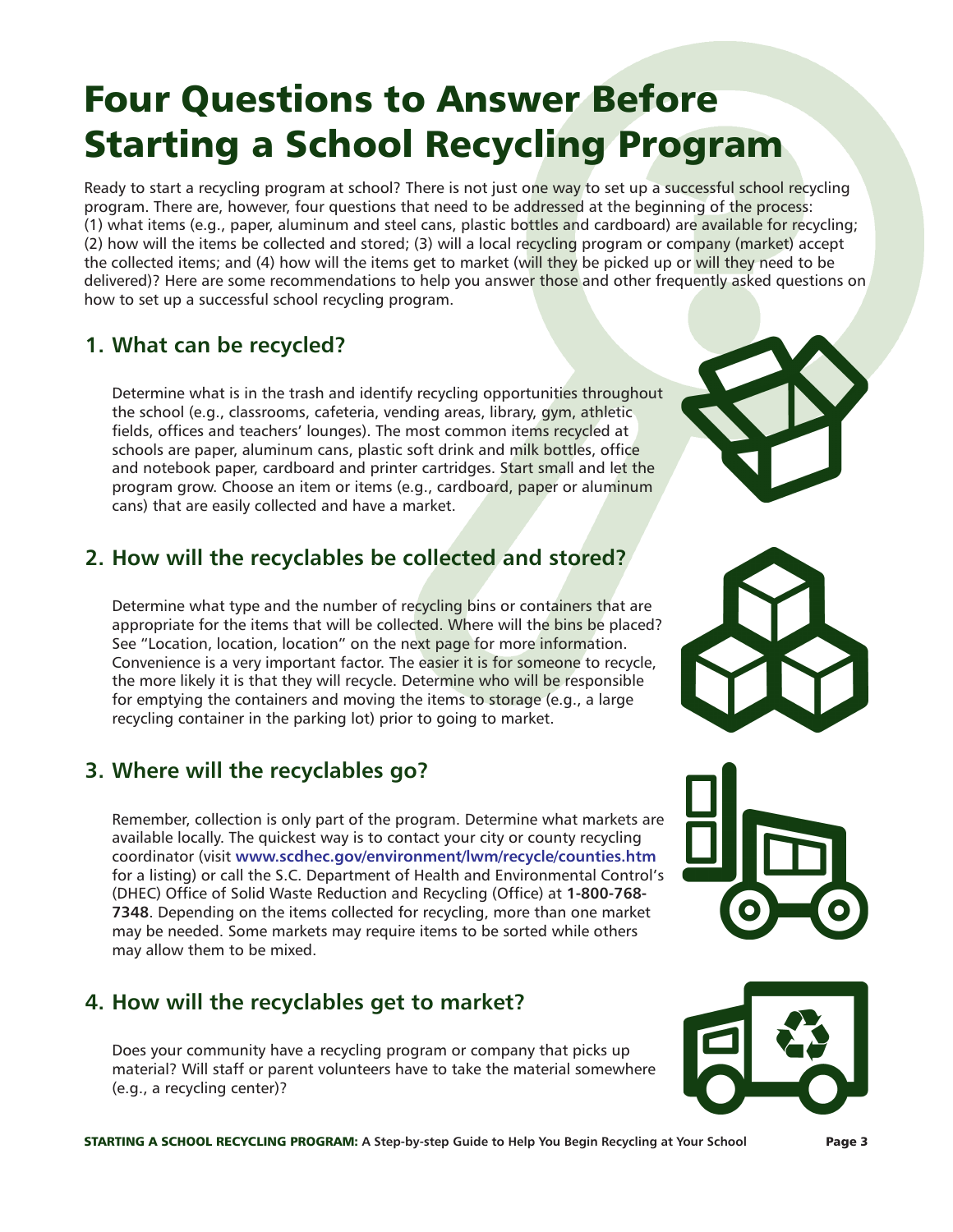# Four Questions to Answer Before Starting a School Recycling Program

Ready to start a recycling program at school? There is not just one way to set up a successful school recycling program. There are, however, four questions that need to be addressed at the beginning of the process: (1) what items (e.g., paper, aluminum and steel cans, plastic bottles and cardboard) are available for recycling; (2) how will the items be collected and stored; (3) will a local recycling program or company (market) accept the collected items; and (4) how will the items get to market (will they be picked up or will they need to be delivered)? Here are some recommendations to help you answer those and other frequently asked questions on how to set up a successful school recycling program.

## 1. What can be recycled?

Determine what is in the trash and identify recycling opportunities throughout the school (e.g., classrooms, cafeteria, vending areas, library, gym, athletic fields, offices and teachers' lounges). The most common items recycled at schools are paper, aluminum cans, plastic soft drink and milk bottles, office and notebook paper, cardboard and printer cartridges. Start small and let the program grow. Choose an item or items (e.g., cardboard, paper or aluminum cans) that are easily collected and have a market.

## 2. How will the recyclables be collected and stored?

Determine what type and the number of recycling bins or containers that are appropriate for the items that will be collected. Where will the bins be placed? See "Location, location, location" on the next page for more information. Convenience is a very important factor. The easier it is for someone to recycle, the more likely it is that they will recycle. Determine who will be responsible for emptying the containers and moving the items to storage (e.g., a large recycling container in the parking lot) prior to going to market.

## 3. Where will the recyclables go?

Remember, collection is only part of the program. Determine what markets are available locally. The quickest way is to contact your city or county recycling coordinator (visit **www.scdhec.gov/environment/lwm/recycle/counties.htm** for a listing) or call the S.C. Department of Health and Environmental Control's (DHEC) Office of Solid Waste Reduction and Recycling (Office) at **1-800-768-7348**. Depending on the items collected for recycling, more than one market may be needed. Some markets may require items to be sorted while others may allow them to be mixed.

## 4. How will the recyclables get to market?

Does your community have a recycling program or company that picks up material? Will staff or parent volunteers have to take the material somewhere (e.g., a recycling center)?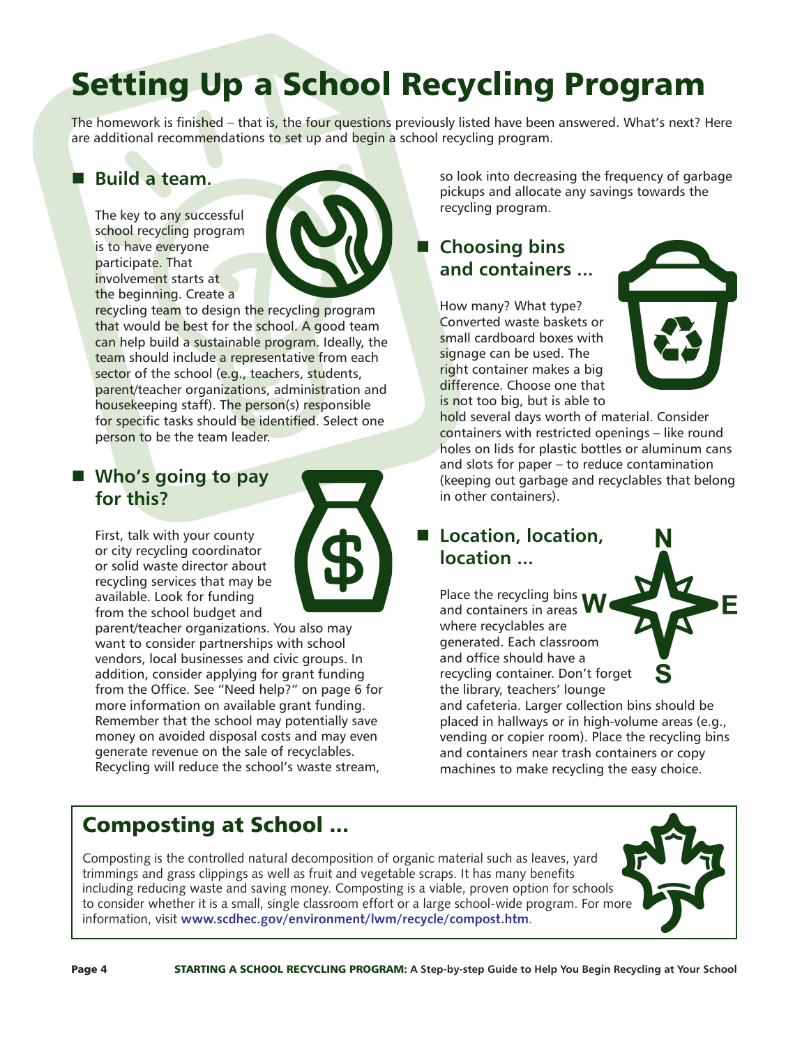# Setting Up a School Recycling Program

The homework is finished – that is, the four questions previously listed have been answered. What's next? Here are additional recommendations to set up and begin a school recycling program.

## Build a team.

The key to any successful school recycling program is to have everyone participate. That involvement starts at the beginning. Create a recycling team to design the recycling program that would be best for the school. A good team can help build a sustainable program. Ideally, the team should include a representative from each sector of the school (e.g., teachers, students, parent/teacher organizations, administration and housekeeping staff). The person(s) responsible for specific tasks should be identified. Select one person to be the team leader.

## Who's going to pay for this?

First, talk with your county or city recycling coordinator or solid waste director about recycling services that may be available. Look for funding from the school budget and parent/teacher organizations. You also may want to consider partnerships with school vendors, local businesses and civic groups. In addition, consider applying for grant funding from the Office. See "Need help?" on page 6 for more information on available grant funding. Remember that the school may potentially save money on avoided disposal costs and may even generate revenue on the sale of recyclables. Recycling will reduce the school's waste stream, so look into decreasing the frequency of garbage pickups and allocate any savings towards the recycling program.

## Choosing bins and containers ...

How many? What type? Converted waste baskets or small cardboard boxes with signage can be used. The right container makes a big difference. Choose one that is not too big, but is able to hold several days worth of material. Consider containers with restricted openings – like round holes on lids for plastic bottles or aluminum cans and slots for paper – to reduce contamination (keeping out garbage and recyclables that belong in other containers).

## Location, location, location ...

Place the recycling bins and containers in areas where recyclables are generated. Each classroom and office should have a recycling container. Don't forget the library, teachers' lounge and cafeteria. Larger collection bins should be placed in hallways or in high-volume areas (e.g., vending or copier room). Place the recycling bins and containers near trash containers or copy machines to make recycling the easy choice.

## Composting at School ...

Composting is the controlled natural decomposition of organic material such as leaves, yard trimmings and grass clippings as well as fruit and vegetable scraps. It has many benefits including reducing waste and saving money. Composting is a viable, proven option for schools to consider whether it is a small, single classroom effort or a large school-wide program. For more information, visit **www.scdhec.gov/environment/lwm/recycle/compost.htm**.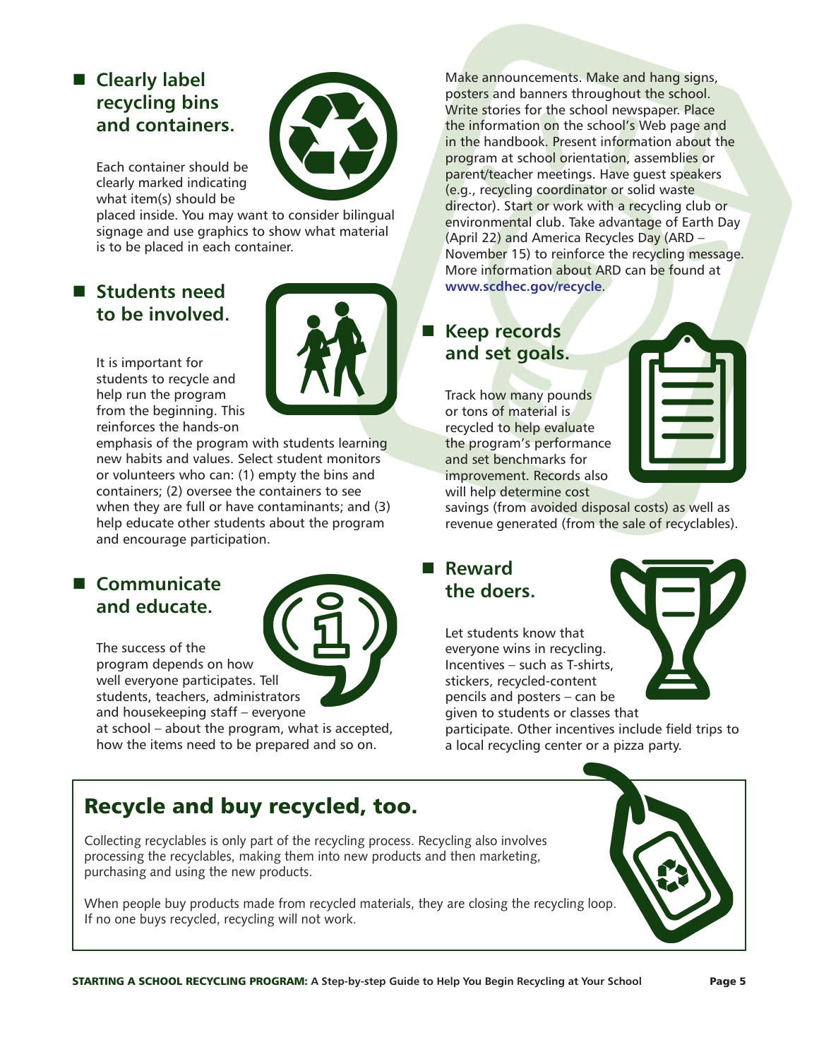- **Clearly label recycling bins and containers.**

  Each container should be clearly marked indicating what item(s) should be placed inside. You may want to consider bilingual signage and use graphics to show what material is to be placed in each container.

- **Students need to be involved.**

  It is important for students to recycle and help run the program from the beginning. This reinforces the hands-on emphasis of the program with students learning new habits and values. Select student monitors or volunteers who can: (1) empty the bins and containers; (2) oversee the containers to see when they are full or have contaminants; and (3) help educate other students about the program and encourage participation.

- **Communicate and educate.**

  The success of the program depends on how well everyone participates. Tell students, teachers, administrators and housekeeping staff – everyone at school – about the program, what is accepted, how the items need to be prepared and so on.

  Make announcements. Make and hang signs, posters and banners throughout the school. Write stories for the school newspaper. Place the information on the school's Web page and in the handbook. Present information about the program at school orientation, assemblies or parent/teacher meetings. Have guest speakers (e.g., recycling coordinator or solid waste director). Start or work with a recycling club or environmental club. Take advantage of Earth Day (April 22) and America Recycles Day (ARD – November 15) to reinforce the recycling message. More information about ARD can be found at **www.scdhec.gov/recycle**.

- **Keep records and set goals.**

  Track how many pounds or tons of material is recycled to help evaluate the program's performance and set benchmarks for improvement. Records also will help determine cost savings (from avoided disposal costs) as well as revenue generated (from the sale of recyclables).

- **Reward the doers.**

  Let students know that everyone wins in recycling. Incentives – such as T-shirts, stickers, recycled-content pencils and posters – can be given to students or classes that participate. Other incentives include field trips to a local recycling center or a pizza party.

## Recycle and buy recycled, too.

Collecting recyclables is only part of the recycling process. Recycling also involves processing the recyclables, making them into new products and then marketing, purchasing and using the new products.

When people buy products made from recycled materials, they are closing the recycling loop. If no one buys recycled, recycling will not work.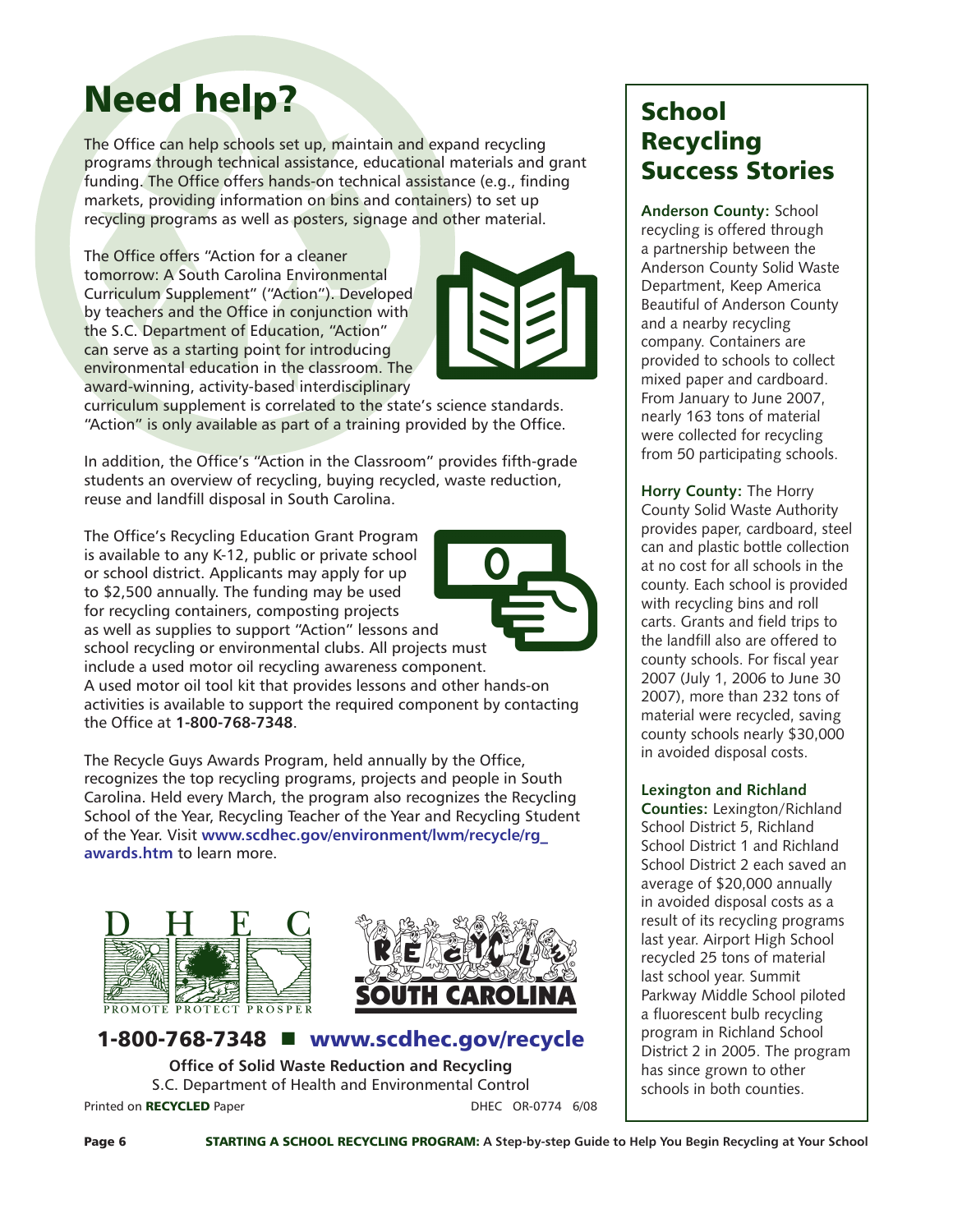# Need help?

The Office can help schools set up, maintain and expand recycling programs through technical assistance, educational materials and grant funding. The Office offers hands-on technical assistance (e.g., finding markets, providing information on bins and containers) to set up recycling programs as well as posters, signage and other material.

The Office offers "Action for a cleaner tomorrow: A South Carolina Environmental Curriculum Supplement" ("Action"). Developed by teachers and the Office in conjunction with the S.C. Department of Education, "Action" can serve as a starting point for introducing environmental education in the classroom. The award-winning, activity-based interdisciplinary curriculum supplement is correlated to the state's science standards. "Action" is only available as part of a training provided by the Office.

In addition, the Office's "Action in the Classroom" provides fifth-grade students an overview of recycling, buying recycled, waste reduction, reuse and landfill disposal in South Carolina.

The Office's Recycling Education Grant Program is available to any K-12, public or private school or school district. Applicants may apply for up to $2,500 annually. The funding may be used for recycling containers, composting projects as well as supplies to support "Action" lessons and school recycling or environmental clubs. All projects must include a used motor oil recycling awareness component. A used motor oil tool kit that provides lessons and other hands-on activities is available to support the required component by contacting the Office at **1-800-768-7348**.

The Recycle Guys Awards Program, held annually by the Office, recognizes the top recycling programs, projects and people in South Carolina. Held every March, the program also recognizes the Recycling School of the Year, Recycling Teacher of the Year and Recycling Student of the Year. Visit **www.scdhec.gov/environment/lwm/recycle/rg_awards.htm** to learn more.

D H E C

PROMOTE PROTECT PROSPER

RECYCLE SOUTH CAROLINA

**1-800-768-7348 ■ www.scdhec.gov/recycle**

**Office of Solid Waste Reduction and Recycling**

S.C. Department of Health and Environmental Control

Printed on **RECYCLED** Paper

DHEC OR-0774 6/08

## School Recycling Success Stories

**Anderson County:** School recycling is offered through a partnership between the Anderson County Solid Waste Department, Keep America Beautiful of Anderson County and a nearby recycling company. Containers are provided to schools to collect mixed paper and cardboard. From January to June 2007, nearly 163 tons of material were collected for recycling from 50 participating schools.

**Horry County:** The Horry County Solid Waste Authority provides paper, cardboard, steel can and plastic bottle collection at no cost for all schools in the county. Each school is provided with recycling bins and roll carts. Grants and field trips to the landfill also are offered to county schools. For fiscal year 2007 (July 1, 2006 to June 30 2007), more than 232 tons of material were recycled, saving county schools nearly $30,000 in avoided disposal costs.

**Lexington and Richland Counties:** Lexington/Richland School District 5, Richland School District 1 and Richland School District 2 each saved an average of $20,000 annually in avoided disposal costs as a result of its recycling programs last year. Airport High School recycled 25 tons of material last school year. Summit Parkway Middle School piloted a fluorescent bulb recycling program in Richland School District 2 in 2005. The program has since grown to other schools in both counties.